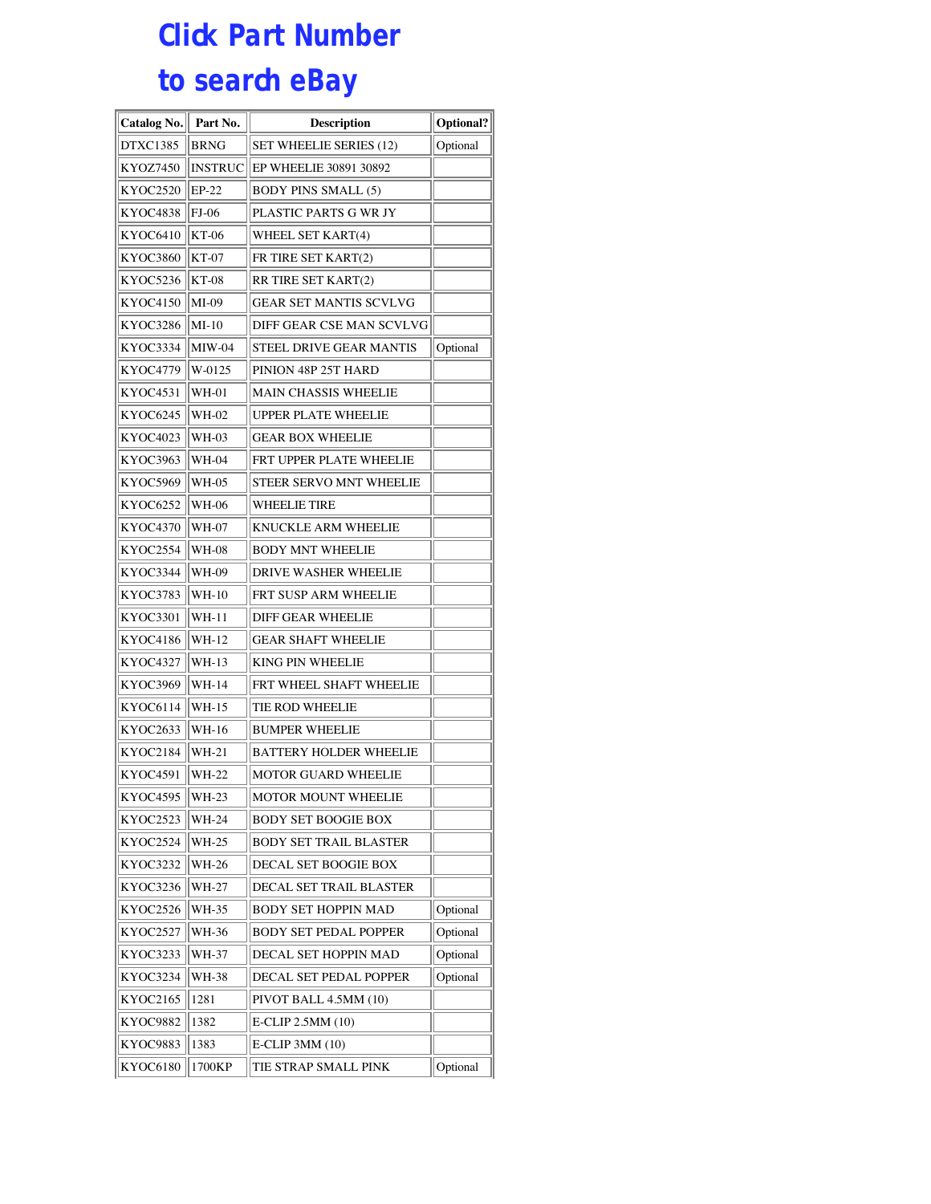# Click Part Number to search eBay

| Catalog No. | Part No. | Description | Optional? |
|---|---|---|---|
| DTXC1385 | BRNG | SET WHEELIE SERIES (12) | Optional |
| KYOZ7450 | INSTRUC | EP WHEELIE 30891 30892 | |
| KYOC2520 | EP-22 | BODY PINS SMALL (5) | |
| KYOC4838 | FJ-06 | PLASTIC PARTS G WR JY | |
| KYOC6410 | KT-06 | WHEEL SET KART(4) | |
| KYOC3860 | KT-07 | FR TIRE SET KART(2) | |
| KYOC5236 | KT-08 | RR TIRE SET KART(2) | |
| KYOC4150 | MI-09 | GEAR SET MANTIS SCVLVG | |
| KYOC3286 | MI-10 | DIFF GEAR CSE MAN SCVLVG | |
| KYOC3334 | MIW-04 | STEEL DRIVE GEAR MANTIS | Optional |
| KYOC4779 | W-0125 | PINION 48P 25T HARD | |
| KYOC4531 | WH-01 | MAIN CHASSIS WHEELIE | |
| KYOC6245 | WH-02 | UPPER PLATE WHEELIE | |
| KYOC4023 | WH-03 | GEAR BOX WHEELIE | |
| KYOC3963 | WH-04 | FRT UPPER PLATE WHEELIE | |
| KYOC5969 | WH-05 | STEER SERVO MNT WHEELIE | |
| KYOC6252 | WH-06 | WHEELIE TIRE | |
| KYOC4370 | WH-07 | KNUCKLE ARM WHEELIE | |
| KYOC2554 | WH-08 | BODY MNT WHEELIE | |
| KYOC3344 | WH-09 | DRIVE WASHER WHEELIE | |
| KYOC3783 | WH-10 | FRT SUSP ARM WHEELIE | |
| KYOC3301 | WH-11 | DIFF GEAR WHEELIE | |
| KYOC4186 | WH-12 | GEAR SHAFT WHEELIE | |
| KYOC4327 | WH-13 | KING PIN WHEELIE | |
| KYOC3969 | WH-14 | FRT WHEEL SHAFT WHEELIE | |
| KYOC6114 | WH-15 | TIE ROD WHEELIE | |
| KYOC2633 | WH-16 | BUMPER WHEELIE | |
| KYOC2184 | WH-21 | BATTERY HOLDER WHEELIE | |
| KYOC4591 | WH-22 | MOTOR GUARD WHEELIE | |
| KYOC4595 | WH-23 | MOTOR MOUNT WHEELIE | |
| KYOC2523 | WH-24 | BODY SET BOOGIE BOX | |
| KYOC2524 | WH-25 | BODY SET TRAIL BLASTER | |
| KYOC3232 | WH-26 | DECAL SET BOOGIE BOX | |
| KYOC3236 | WH-27 | DECAL SET TRAIL BLASTER | |
| KYOC2526 | WH-35 | BODY SET HOPPIN MAD | Optional |
| KYOC2527 | WH-36 | BODY SET PEDAL POPPER | Optional |
| KYOC3233 | WH-37 | DECAL SET HOPPIN MAD | Optional |
| KYOC3234 | WH-38 | DECAL SET PEDAL POPPER | Optional |
| KYOC2165 | 1281 | PIVOT BALL 4.5MM (10) | |
| KYOC9882 | 1382 | E-CLIP 2.5MM (10) | |
| KYOC9883 | 1383 | E-CLIP 3MM (10) | |
| KYOC6180 | 1700KP | TIE STRAP SMALL PINK | Optional |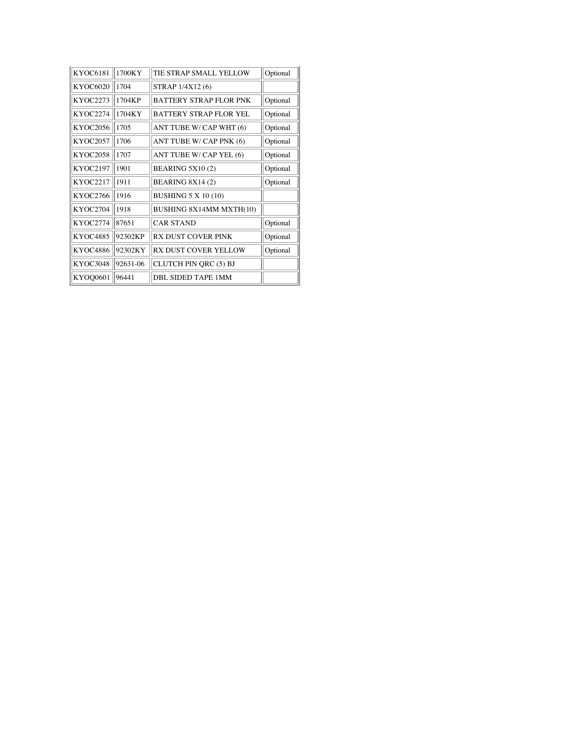| | | | |
|---|---|---|---|
| KYOC6181 | 1700KY | TIE STRAP SMALL YELLOW | Optional |
| KYOC6020 | 1704 | STRAP 1/4X12 (6) | |
| KYOC2273 | 1704KP | BATTERY STRAP FLOR PNK | Optional |
| KYOC2274 | 1704KY | BATTERY STRAP FLOR YEL | Optional |
| KYOC2056 | 1705 | ANT TUBE W/ CAP WHT (6) | Optional |
| KYOC2057 | 1706 | ANT TUBE W/ CAP PNK (6) | Optional |
| KYOC2058 | 1707 | ANT TUBE W/ CAP YEL (6) | Optional |
| KYOC2197 | 1901 | BEARING 5X10 (2) | Optional |
| KYOC2217 | 1911 | BEARING 8X14 (2) | Optional |
| KYOC2766 | 1916 | BUSHING 5 X 10 (10) | |
| KYOC2704 | 1918 | BUSHING 8X14MM MXTH(10) | |
| KYOC2774 | 87651 | CAR STAND | Optional |
| KYOC4885 | 92302KP | RX DUST COVER PINK | Optional |
| KYOC4886 | 92302KY | RX DUST COVER YELLOW | Optional |
| KYOC3048 | 92631-06 | CLUTCH PIN QRC (5) BJ | |
| KYOQ0601 | 96441 | DBL SIDED TAPE 1MM | |